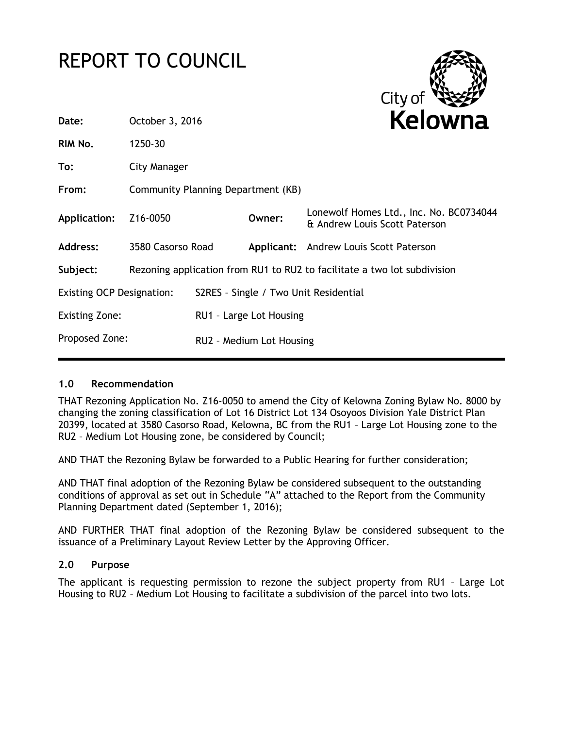# REPORT TO COUNCIL

City of **Kelowna**

| | | | |
|---|---|---|---|
| **Date:** | October 3, 2016 | | |
| **RIM No.** | 1250-30 | | |
| **To:** | City Manager | | |
| **From:** | Community Planning Department (KB) | | |
| **Application:** | Z16-0050 | **Owner:** | Lonewolf Homes Ltd., Inc. No. BC0734044 & Andrew Louis Scott Paterson |
| **Address:** | 3580 Casorso Road | **Applicant:** | Andrew Louis Scott Paterson |
| **Subject:** | Rezoning application from RU1 to RU2 to facilitate a two lot subdivision | | |
| Existing OCP Designation: | S2RES – Single / Two Unit Residential | | |
| Existing Zone: | RU1 – Large Lot Housing | | |
| Proposed Zone: | RU2 – Medium Lot Housing | | |

## 1.0 Recommendation

THAT Rezoning Application No. Z16-0050 to amend the City of Kelowna Zoning Bylaw No. 8000 by changing the zoning classification of Lot 16 District Lot 134 Osoyoos Division Yale District Plan 20399, located at 3580 Casorso Road, Kelowna, BC from the RU1 – Large Lot Housing zone to the RU2 – Medium Lot Housing zone, be considered by Council;

AND THAT the Rezoning Bylaw be forwarded to a Public Hearing for further consideration;

AND THAT final adoption of the Rezoning Bylaw be considered subsequent to the outstanding conditions of approval as set out in Schedule "A" attached to the Report from the Community Planning Department dated (September 1, 2016);

AND FURTHER THAT final adoption of the Rezoning Bylaw be considered subsequent to the issuance of a Preliminary Layout Review Letter by the Approving Officer.

## 2.0 Purpose

The applicant is requesting permission to rezone the subject property from RU1 – Large Lot Housing to RU2 – Medium Lot Housing to facilitate a subdivision of the parcel into two lots.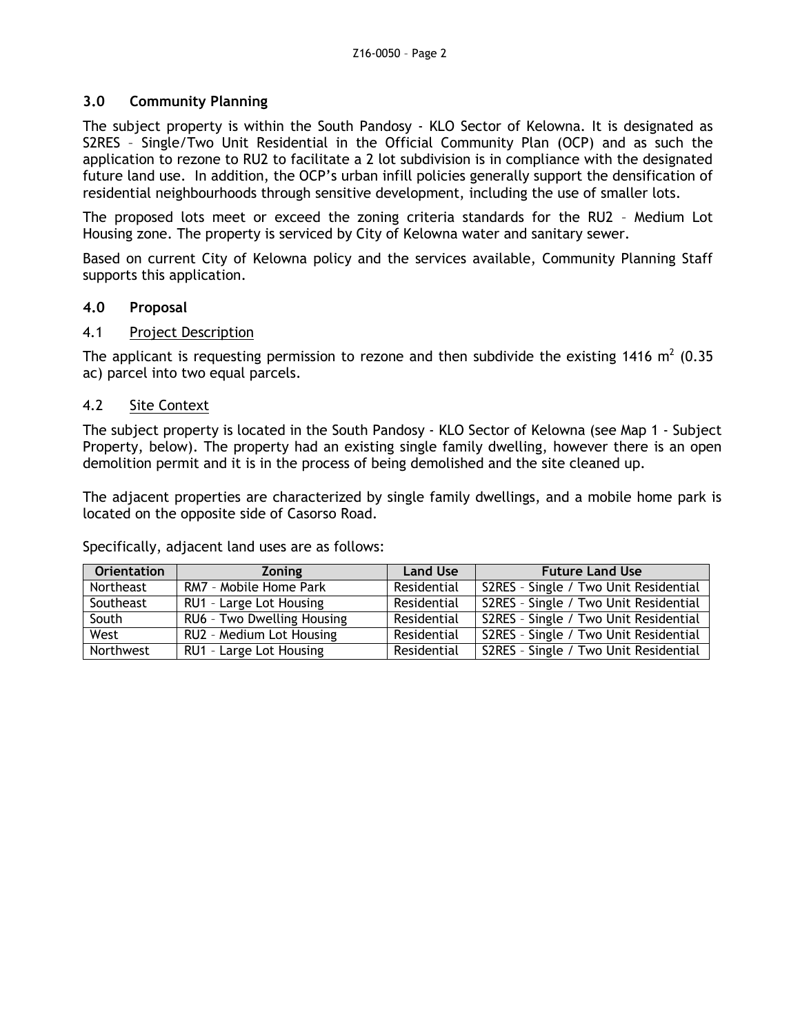## 3.0 Community Planning

The subject property is within the South Pandosy - KLO Sector of Kelowna. It is designated as S2RES – Single/Two Unit Residential in the Official Community Plan (OCP) and as such the application to rezone to RU2 to facilitate a 2 lot subdivision is in compliance with the designated future land use. In addition, the OCP's urban infill policies generally support the densification of residential neighbourhoods through sensitive development, including the use of smaller lots.

The proposed lots meet or exceed the zoning criteria standards for the RU2 – Medium Lot Housing zone. The property is serviced by City of Kelowna water and sanitary sewer.

Based on current City of Kelowna policy and the services available, Community Planning Staff supports this application.

## 4.0 Proposal

### 4.1 Project Description

The applicant is requesting permission to rezone and then subdivide the existing 1416 $m^2$ (0.35 ac) parcel into two equal parcels.

### 4.2 Site Context

The subject property is located in the South Pandosy - KLO Sector of Kelowna (see Map 1 - Subject Property, below). The property had an existing single family dwelling, however there is an open demolition permit and it is in the process of being demolished and the site cleaned up.

The adjacent properties are characterized by single family dwellings, and a mobile home park is located on the opposite side of Casorso Road.

Specifically, adjacent land uses are as follows:

| Orientation | Zoning | Land Use | Future Land Use |
|---|---|---|---|
| Northeast | RM7 – Mobile Home Park | Residential | S2RES – Single / Two Unit Residential |
| Southeast | RU1 – Large Lot Housing | Residential | S2RES – Single / Two Unit Residential |
| South | RU6 – Two Dwelling Housing | Residential | S2RES – Single / Two Unit Residential |
| West | RU2 – Medium Lot Housing | Residential | S2RES – Single / Two Unit Residential |
| Northwest | RU1 – Large Lot Housing | Residential | S2RES – Single / Two Unit Residential |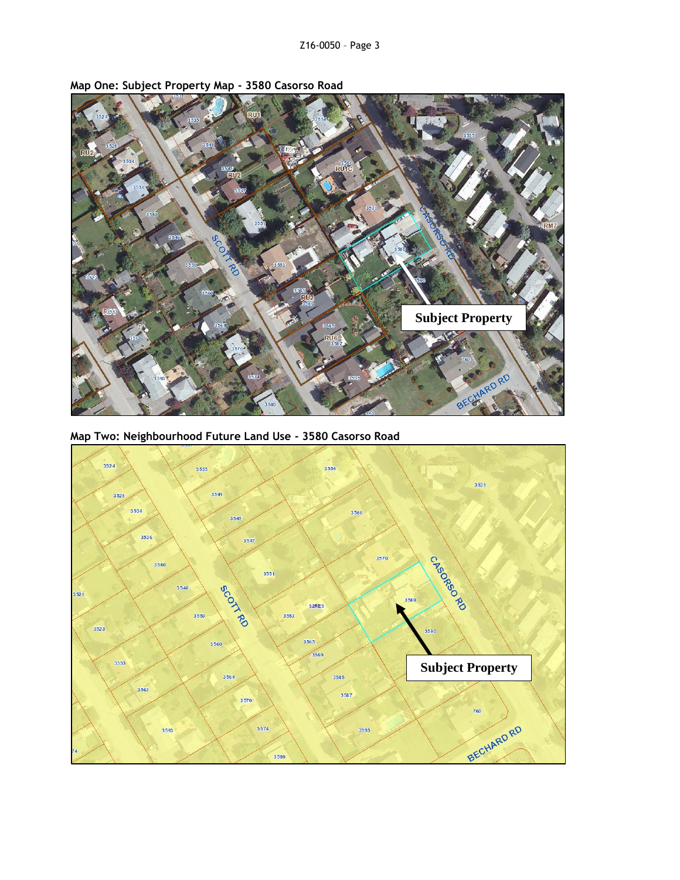**Map One: Subject Property Map - 3580 Casorso Road**

**Map Two: Neighbourhood Future Land Use - 3580 Casorso Road**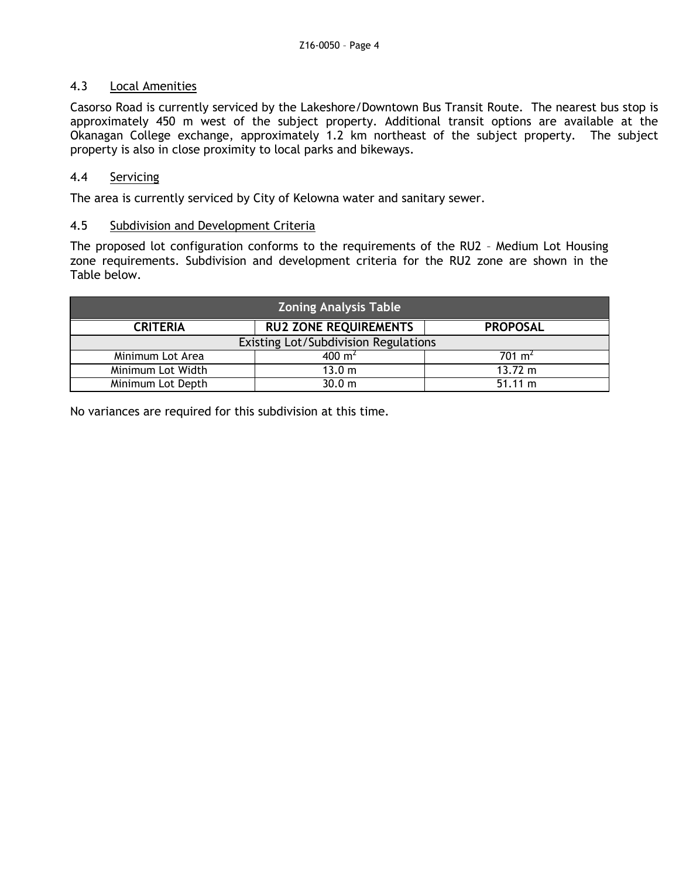### 4.3 Local Amenities

Casorso Road is currently serviced by the Lakeshore/Downtown Bus Transit Route. The nearest bus stop is approximately 450 m west of the subject property. Additional transit options are available at the Okanagan College exchange, approximately 1.2 km northeast of the subject property. The subject property is also in close proximity to local parks and bikeways.

### 4.4 Servicing

The area is currently serviced by City of Kelowna water and sanitary sewer.

### 4.5 Subdivision and Development Criteria

The proposed lot configuration conforms to the requirements of the RU2 – Medium Lot Housing zone requirements. Subdivision and development criteria for the RU2 zone are shown in the Table below.

| Zoning Analysis Table | | |
|---|---|---|
| **CRITERIA** | **RU2 ZONE REQUIREMENTS** | **PROPOSAL** |
| Existing Lot/Subdivision Regulations | | |
| Minimum Lot Area | 400 $m^2$ | 701 $m^2$ |
| Minimum Lot Width | 13.0 m | 13.72 m |
| Minimum Lot Depth | 30.0 m | 51.11 m |

No variances are required for this subdivision at this time.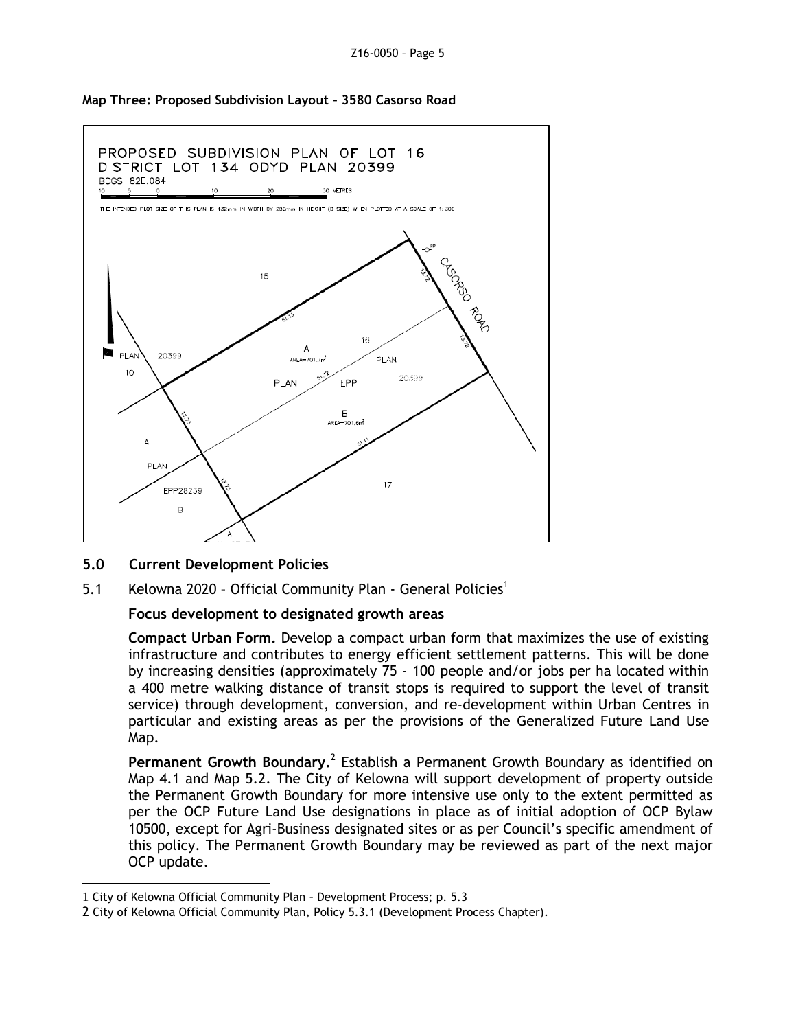**Map Three: Proposed Subdivision Layout – 3580 Casorso Road**

## 5.0 Current Development Policies

5.1 Kelowna 2020 – Official Community Plan - General Policies[1]

**Focus development to designated growth areas**

**Compact Urban Form.** Develop a compact urban form that maximizes the use of existing infrastructure and contributes to energy efficient settlement patterns. This will be done by increasing densities (approximately 75 - 100 people and/or jobs per ha located within a 400 metre walking distance of transit stops is required to support the level of transit service) through development, conversion, and re-development within Urban Centres in particular and existing areas as per the provisions of the Generalized Future Land Use Map.

**Permanent Growth Boundary.**[2] Establish a Permanent Growth Boundary as identified on Map 4.1 and Map 5.2. The City of Kelowna will support development of property outside the Permanent Growth Boundary for more intensive use only to the extent permitted as per the OCP Future Land Use designations in place as of initial adoption of OCP Bylaw 10500, except for Agri-Business designated sites or as per Council's specific amendment of this policy. The Permanent Growth Boundary may be reviewed as part of the next major OCP update.

---

1 City of Kelowna Official Community Plan – Development Process; p. 5.3

2 City of Kelowna Official Community Plan, Policy 5.3.1 (Development Process Chapter).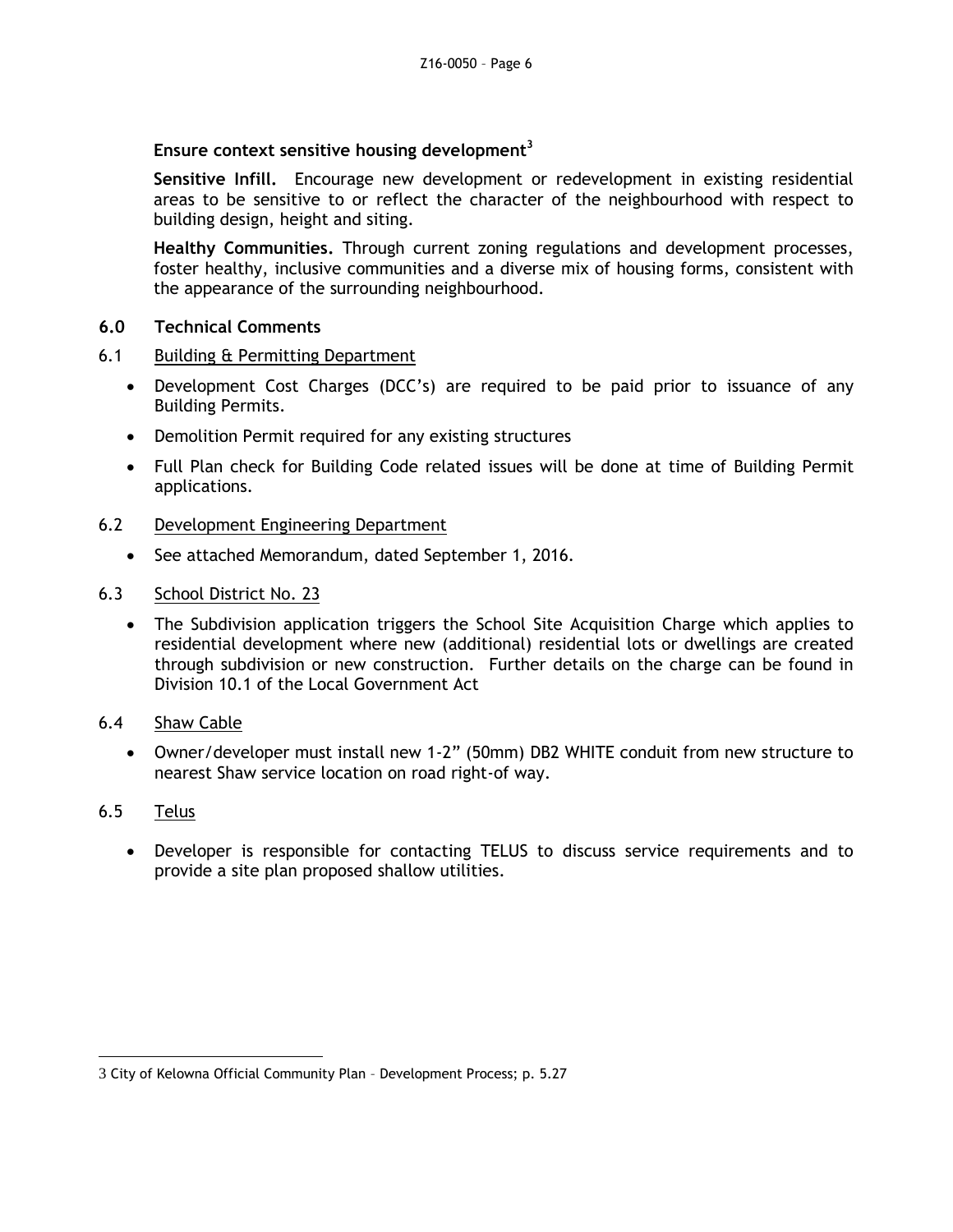**Ensure context sensitive housing development**[3]

**Sensitive Infill.** Encourage new development or redevelopment in existing residential areas to be sensitive to or reflect the character of the neighbourhood with respect to building design, height and siting.

**Healthy Communities.** Through current zoning regulations and development processes, foster healthy, inclusive communities and a diverse mix of housing forms, consistent with the appearance of the surrounding neighbourhood.

## 6.0 Technical Comments

6.1 Building & Permitting Department

- Development Cost Charges (DCC's) are required to be paid prior to issuance of any Building Permits.
- Demolition Permit required for any existing structures
- Full Plan check for Building Code related issues will be done at time of Building Permit applications.

6.2 Development Engineering Department

- See attached Memorandum, dated September 1, 2016.

6.3 School District No. 23

- The Subdivision application triggers the School Site Acquisition Charge which applies to residential development where new (additional) residential lots or dwellings are created through subdivision or new construction. Further details on the charge can be found in Division 10.1 of the Local Government Act

6.4 Shaw Cable

- Owner/developer must install new 1-2" (50mm) DB2 WHITE conduit from new structure to nearest Shaw service location on road right-of way.

6.5 Telus

- Developer is responsible for contacting TELUS to discuss service requirements and to provide a site plan proposed shallow utilities.

---

3 City of Kelowna Official Community Plan – Development Process; p. 5.27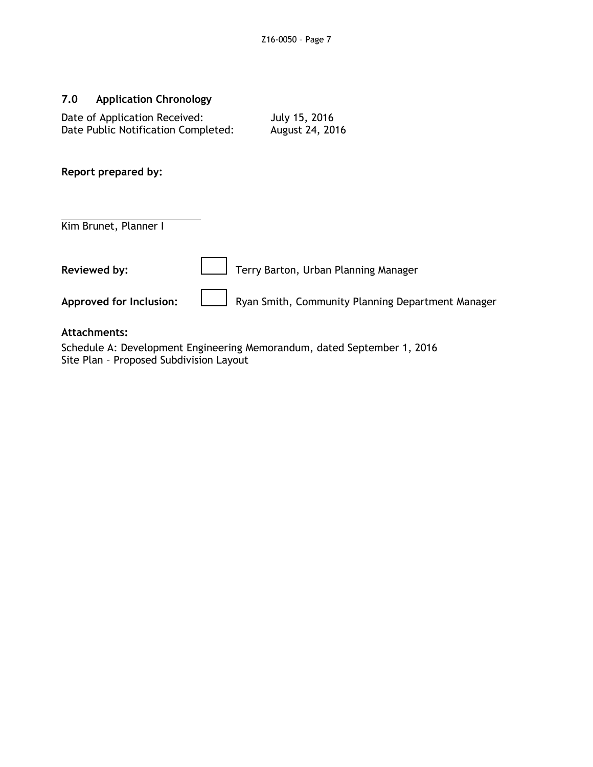## 7.0 Application Chronology

Date of Application Received: July 15, 2016
Date Public Notification Completed: August 24, 2016

**Report prepared by:**

Kim Brunet, Planner I

**Reviewed by:** Terry Barton, Urban Planning Manager

**Approved for Inclusion:** Ryan Smith, Community Planning Department Manager

**Attachments:**

Schedule A: Development Engineering Memorandum, dated September 1, 2016
Site Plan – Proposed Subdivision Layout